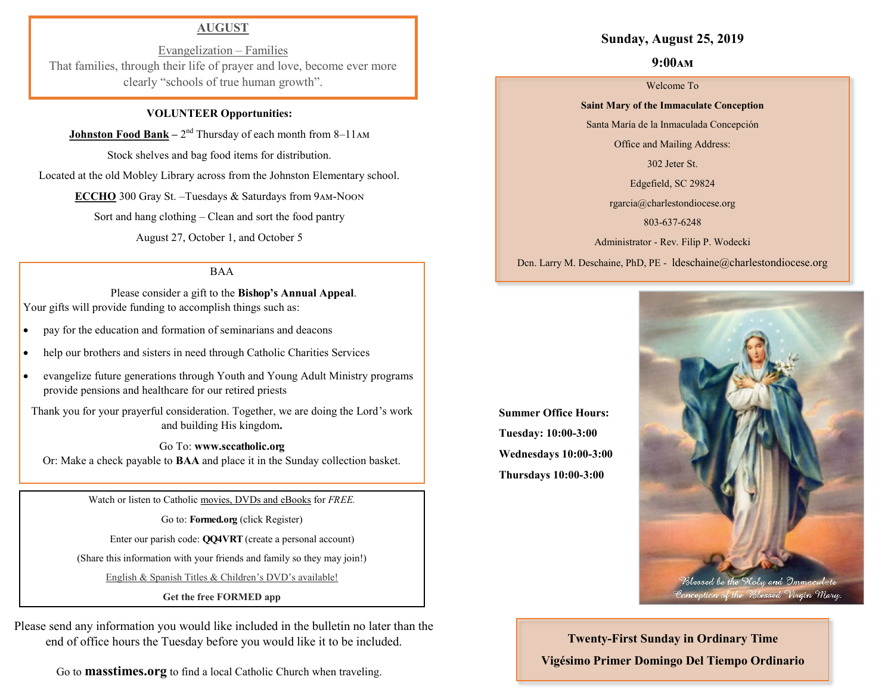**AUGUST**

Evangelization – Families

That families, through their life of prayer and love, become ever more clearly "schools of true human growth".

**VOLUNTEER Opportunities:**

**Johnston Food Bank** – 2nd Thursday of each month from 8–11AM

Stock shelves and bag food items for distribution.

Located at the old Mobley Library across from the Johnston Elementary school.

**ECCHO** 300 Gray St. –Tuesdays & Saturdays from 9AM-NOON

Sort and hang clothing – Clean and sort the food pantry

August 27, October 1, and October 5

BAA

Please consider a gift to the **Bishop's Annual Appeal**.

Your gifts will provide funding to accomplish things such as:

- pay for the education and formation of seminarians and deacons
- help our brothers and sisters in need through Catholic Charities Services
- evangelize future generations through Youth and Young Adult Ministry programs provide pensions and healthcare for our retired priests

Thank you for your prayerful consideration. Together, we are doing the Lord's work and building His kingdom.

Go To: **www.sccatholic.org**

Or: Make a check payable to **BAA** and place it in the Sunday collection basket.

Watch or listen to Catholic movies, DVDs and eBooks for *FREE.*

Go to: **Formed.org** (click Register)

Enter our parish code: **QQ4VRT** (create a personal account)

(Share this information with your friends and family so they may join!)

English & Spanish Titles & Children's DVD's available!

**Get the free FORMED app**

Please send any information you would like included in the bulletin no later than the end of office hours the Tuesday before you would like it to be included.

Go to **masstimes.org** to find a local Catholic Church when traveling.

**Sunday, August 25, 2019**

**9:00AM**

Welcome To

**Saint Mary of the Immaculate Conception**

Santa María de la Inmaculada Concepción

Office and Mailing Address:

302 Jeter St.

Edgefield, SC 29824

rgarcia@charlestondiocese.org

803-637-6248

Administrator - Rev. Filip P. Wodecki

Dcn. Larry M. Deschaine, PhD, PE - ldeschaine@charlestondiocese.org

**Summer Office Hours:**

**Tuesday: 10:00-3:00**

**Wednesdays 10:00-3:00**

**Thursdays 10:00-3:00**

*Blessed be the Holy and Immaculate Conception of the Blessed Virgin Mary.*

**Twenty-First Sunday in Ordinary Time**

**Vigésimo Primer Domingo Del Tiempo Ordinario**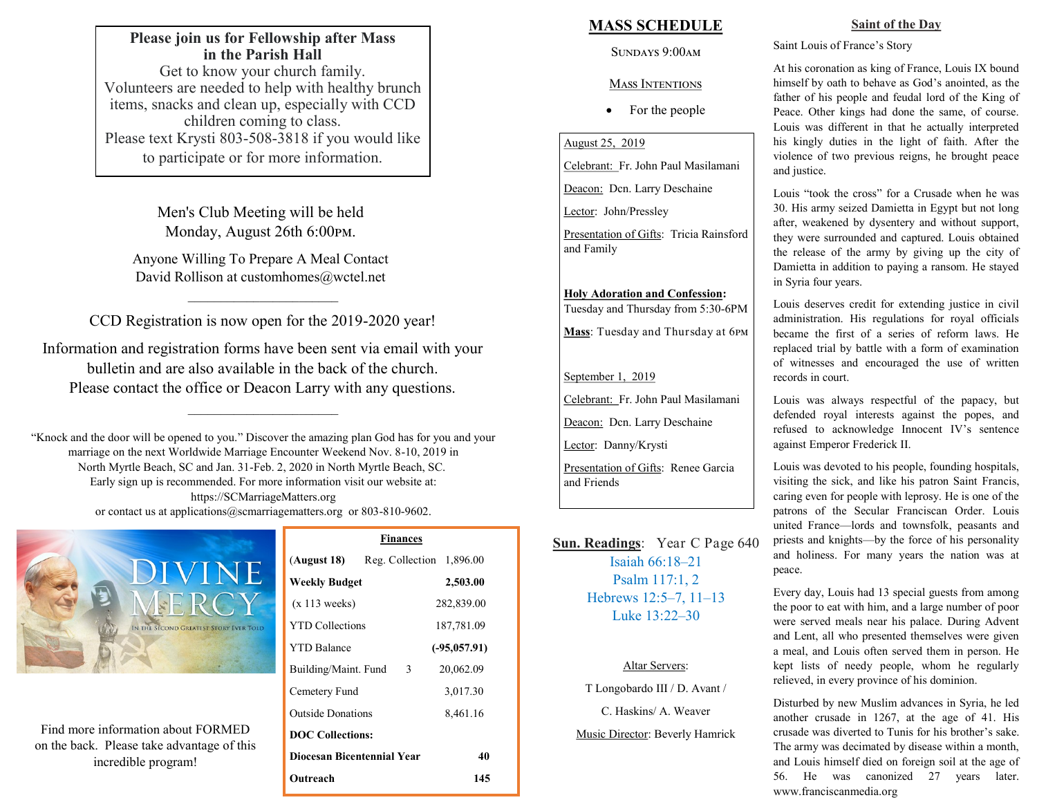**Please join us for Fellowship after Mass in the Parish Hall**

Get to know your church family.
Volunteers are needed to help with healthy brunch items, snacks and clean up, especially with CCD children coming to class.
Please text Krysti 803-508-3818 if you would like to participate or for more information.

Men's Club Meeting will be held
Monday, August 26th 6:00PM.

Anyone Willing To Prepare A Meal Contact
David Rollison at customhomes@wctel.net

---

CCD Registration is now open for the 2019-2020 year!

Information and registration forms have been sent via email with your bulletin and are also available in the back of the church.
Please contact the office or Deacon Larry with any questions.

---

"Knock and the door will be opened to you." Discover the amazing plan God has for you and your marriage on the next Worldwide Marriage Encounter Weekend Nov. 8-10, 2019 in North Myrtle Beach, SC and Jan. 31-Feb. 2, 2020 in North Myrtle Beach, SC.
Early sign up is recommended. For more information visit our website at:
https://SCMarriageMatters.org
or contact us at applications@scmarriagematters.org or 803-810-9602.

DIVINE MERCY
IN THE SECOND GREATEST STORY EVER TOLD

Find more information about FORMED on the back. Please take advantage of this incredible program!

**Finances**

| | | |
|---|---|---|
| **(August 18)** | Reg. Collection | 1,896.00 |
| **Weekly Budget** | | **2,503.00** |
| (x 113 weeks) | | 282,839.00 |
| YTD Collections | | 187,781.09 |
| YTD Balance | | **(-95,057.91)** |
| Building/Maint. Fund | 3 | 20,062.09 |
| Cemetery Fund | | 3,017.30 |
| Outside Donations | | 8,461.16 |
| **DOC Collections:** | | |
| **Diocesan Bicentennial Year** | | **40** |
| **Outreach** | | **145** |

## MASS SCHEDULE

SUNDAYS 9:00AM

MASS INTENTIONS

- For the people

August 25, 2019
Celebrant: Fr. John Paul Masilamani
Deacon: Dcn. Larry Deschaine
Lector: John/Pressley
Presentation of Gifts: Tricia Rainsford and Family

**Holy Adoration and Confession:** Tuesday and Thursday from 5:30-6PM
**Mass**: Tuesday and Thursday at 6PM

September 1, 2019
Celebrant: Fr. John Paul Masilamani
Deacon: Dcn. Larry Deschaine
Lector: Danny/Krysti
Presentation of Gifts: Renee Garcia and Friends

**Sun. Readings**: Year C Page 640
Isaiah 66:18–21
Psalm 117:1, 2
Hebrews 12:5–7, 11–13
Luke 13:22–30

Altar Servers:
T Longobardo III / D. Avant /
C. Haskins/ A. Weaver
Music Director: Beverly Hamrick

## Saint of the Day

Saint Louis of France's Story

At his coronation as king of France, Louis IX bound himself by oath to behave as God's anointed, as the father of his people and feudal lord of the King of Peace. Other kings had done the same, of course. Louis was different in that he actually interpreted his kingly duties in the light of faith. After the violence of two previous reigns, he brought peace and justice.

Louis "took the cross" for a Crusade when he was 30. His army seized Damietta in Egypt but not long after, weakened by dysentery and without support, they were surrounded and captured. Louis obtained the release of the army by giving up the city of Damietta in addition to paying a ransom. He stayed in Syria four years.

Louis deserves credit for extending justice in civil administration. His regulations for royal officials became the first of a series of reform laws. He replaced trial by battle with a form of examination of witnesses and encouraged the use of written records in court.

Louis was always respectful of the papacy, but defended royal interests against the popes, and refused to acknowledge Innocent IV's sentence against Emperor Frederick II.

Louis was devoted to his people, founding hospitals, visiting the sick, and like his patron Saint Francis, caring even for people with leprosy. He is one of the patrons of the Secular Franciscan Order. Louis united France—lords and townsfolk, peasants and priests and knights—by the force of his personality and holiness. For many years the nation was at peace.

Every day, Louis had 13 special guests from among the poor to eat with him, and a large number of poor were served meals near his palace. During Advent and Lent, all who presented themselves were given a meal, and Louis often served them in person. He kept lists of needy people, whom he regularly relieved, in every province of his dominion.

Disturbed by new Muslim advances in Syria, he led another crusade in 1267, at the age of 41. His crusade was diverted to Tunis for his brother's sake. The army was decimated by disease within a month, and Louis himself died on foreign soil at the age of 56. He was canonized 27 years later. www.franciscanmedia.org